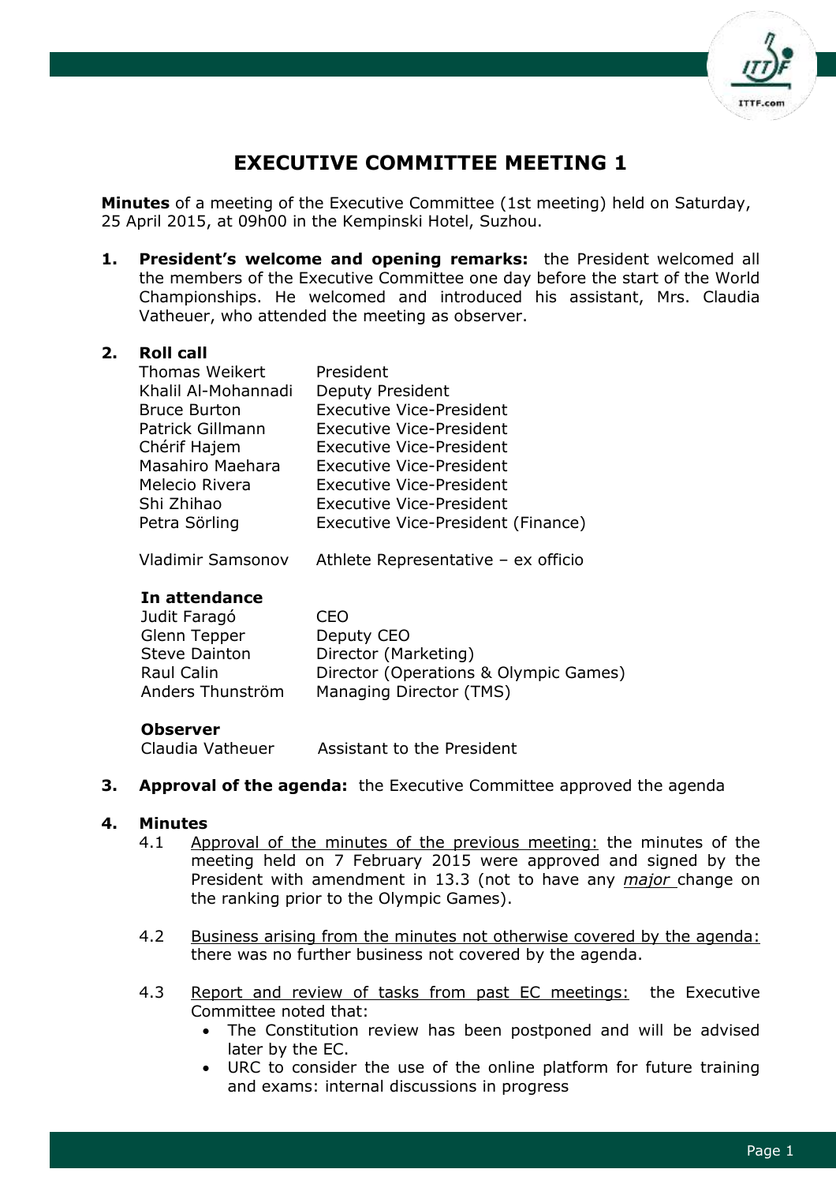# EXECUTIVE COMMITTEE MEETING 1

**Minutes** of a meeting of the Executive Committee (1st meeting) held on Saturday, 25 April 2015, at 09h00 in the Kempinski Hotel, Suzhou.

**1. President's welcome and opening remarks:** the President welcomed all the members of the Executive Committee one day before the start of the World Championships. He welcomed and introduced his assistant, Mrs. Claudia Vatheuer, who attended the meeting as observer.

**2. Roll call**

| | |
|---|---|
| Thomas Weikert | President |
| Khalil Al-Mohannadi | Deputy President |
| Bruce Burton | Executive Vice-President |
| Patrick Gillmann | Executive Vice-President |
| Chérif Hajem | Executive Vice-President |
| Masahiro Maehara | Executive Vice-President |
| Melecio Rivera | Executive Vice-President |
| Shi Zhihao | Executive Vice-President |
| Petra Sörling | Executive Vice-President (Finance) |
| | |
| Vladimir Samsonov | Athlete Representative – ex officio |

**In attendance**

| | |
|---|---|
| Judit Faragó | CEO |
| Glenn Tepper | Deputy CEO |
| Steve Dainton | Director (Marketing) |
| Raul Calin | Director (Operations & Olympic Games) |
| Anders Thunström | Managing Director (TMS) |

**Observer**

| | |
|---|---|
| Claudia Vatheuer | Assistant to the President |

**3. Approval of the agenda:** the Executive Committee approved the agenda

**4. Minutes**

4.1 Approval of the minutes of the previous meeting: the minutes of the meeting held on 7 February 2015 were approved and signed by the President with amendment in 13.3 (not to have any *major* change on the ranking prior to the Olympic Games).

4.2 Business arising from the minutes not otherwise covered by the agenda: there was no further business not covered by the agenda.

4.3 Report and review of tasks from past EC meetings: the Executive Committee noted that:

- The Constitution review has been postponed and will be advised later by the EC.
- URC to consider the use of the online platform for future training and exams: internal discussions in progress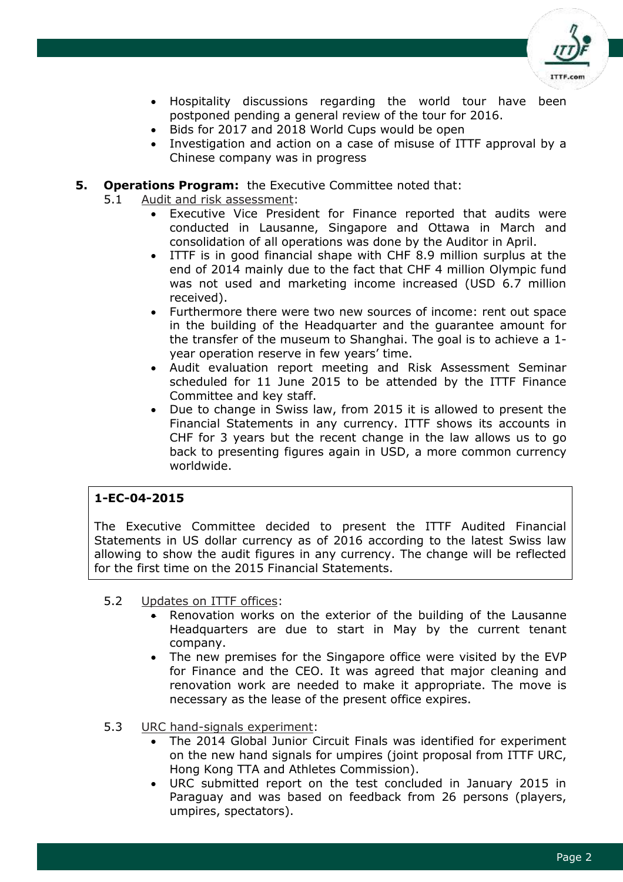- Hospitality discussions regarding the world tour have been postponed pending a general review of the tour for 2016.
- Bids for 2017 and 2018 World Cups would be open
- Investigation and action on a case of misuse of ITTF approval by a Chinese company was in progress

**5. Operations Program:** the Executive Committee noted that:

5.1 Audit and risk assessment:

- Executive Vice President for Finance reported that audits were conducted in Lausanne, Singapore and Ottawa in March and consolidation of all operations was done by the Auditor in April.
- ITTF is in good financial shape with CHF 8.9 million surplus at the end of 2014 mainly due to the fact that CHF 4 million Olympic fund was not used and marketing income increased (USD 6.7 million received).
- Furthermore there were two new sources of income: rent out space in the building of the Headquarter and the guarantee amount for the transfer of the museum to Shanghai. The goal is to achieve a 1-year operation reserve in few years' time.
- Audit evaluation report meeting and Risk Assessment Seminar scheduled for 11 June 2015 to be attended by the ITTF Finance Committee and key staff.
- Due to change in Swiss law, from 2015 it is allowed to present the Financial Statements in any currency. ITTF shows its accounts in CHF for 3 years but the recent change in the law allows us to go back to presenting figures again in USD, a more common currency worldwide.

> **1-EC-04-2015**
>
> The Executive Committee decided to present the ITTF Audited Financial Statements in US dollar currency as of 2016 according to the latest Swiss law allowing to show the audit figures in any currency. The change will be reflected for the first time on the 2015 Financial Statements.

5.2 Updates on ITTF offices:

- Renovation works on the exterior of the building of the Lausanne Headquarters are due to start in May by the current tenant company.
- The new premises for the Singapore office were visited by the EVP for Finance and the CEO. It was agreed that major cleaning and renovation work are needed to make it appropriate. The move is necessary as the lease of the present office expires.

5.3 URC hand-signals experiment:

- The 2014 Global Junior Circuit Finals was identified for experiment on the new hand signals for umpires (joint proposal from ITTF URC, Hong Kong TTA and Athletes Commission).
- URC submitted report on the test concluded in January 2015 in Paraguay and was based on feedback from 26 persons (players, umpires, spectators).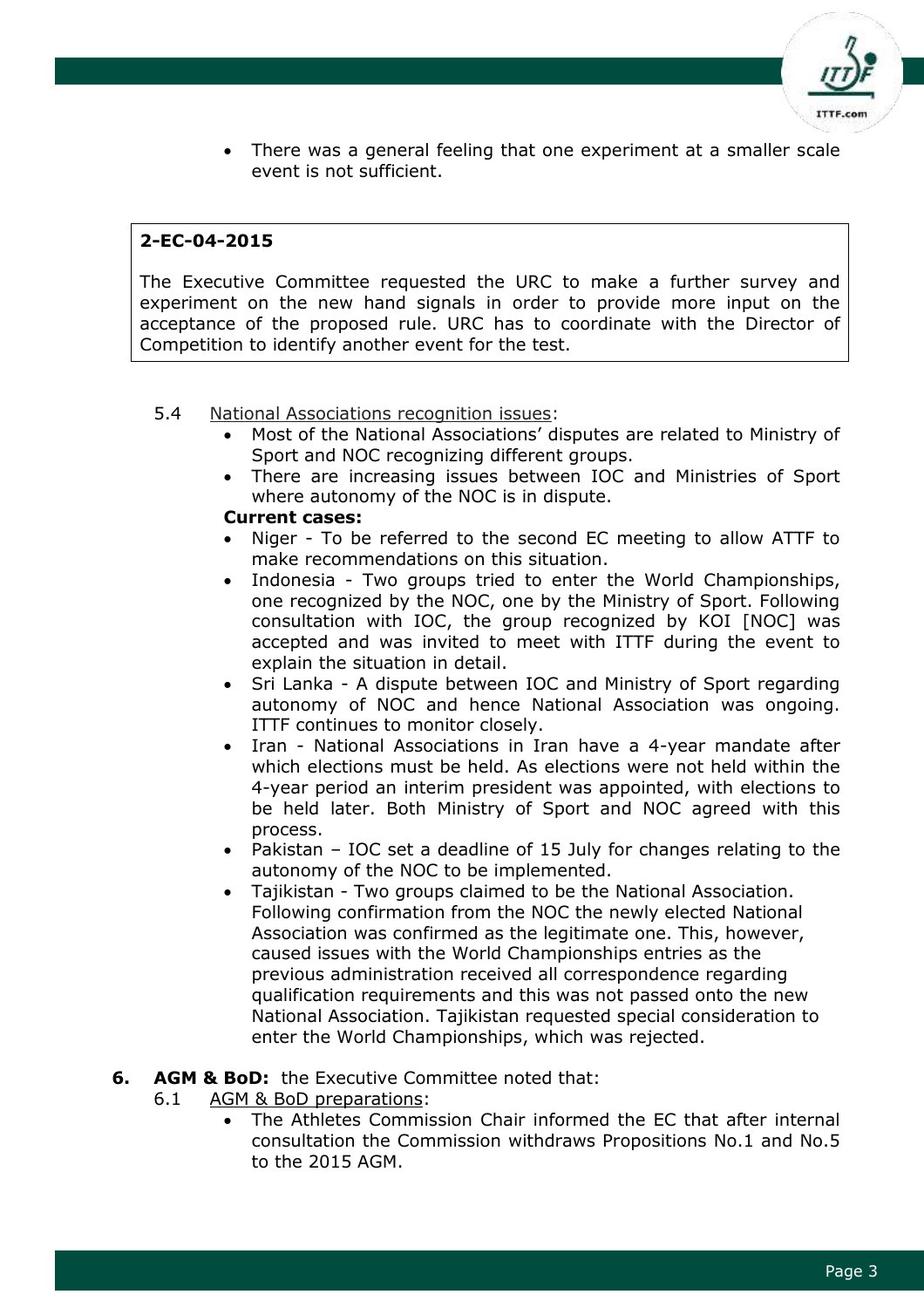- There was a general feeling that one experiment at a smaller scale event is not sufficient.

> **2-EC-04-2015**
>
> The Executive Committee requested the URC to make a further survey and experiment on the new hand signals in order to provide more input on the acceptance of the proposed rule. URC has to coordinate with the Director of Competition to identify another event for the test.

5.4 National Associations recognition issues:

- Most of the National Associations' disputes are related to Ministry of Sport and NOC recognizing different groups.
- There are increasing issues between IOC and Ministries of Sport where autonomy of the NOC is in dispute.

**Current cases:**

- Niger - To be referred to the second EC meeting to allow ATTF to make recommendations on this situation.
- Indonesia - Two groups tried to enter the World Championships, one recognized by the NOC, one by the Ministry of Sport. Following consultation with IOC, the group recognized by KOI [NOC] was accepted and was invited to meet with ITTF during the event to explain the situation in detail.
- Sri Lanka - A dispute between IOC and Ministry of Sport regarding autonomy of NOC and hence National Association was ongoing. ITTF continues to monitor closely.
- Iran - National Associations in Iran have a 4-year mandate after which elections must be held. As elections were not held within the 4-year period an interim president was appointed, with elections to be held later. Both Ministry of Sport and NOC agreed with this process.
- Pakistan – IOC set a deadline of 15 July for changes relating to the autonomy of the NOC to be implemented.
- Tajikistan - Two groups claimed to be the National Association. Following confirmation from the NOC the newly elected National Association was confirmed as the legitimate one. This, however, caused issues with the World Championships entries as the previous administration received all correspondence regarding qualification requirements and this was not passed onto the new National Association. Tajikistan requested special consideration to enter the World Championships, which was rejected.

**6. AGM & BoD:** the Executive Committee noted that:

6.1 AGM & BoD preparations:

- The Athletes Commission Chair informed the EC that after internal consultation the Commission withdraws Propositions No.1 and No.5 to the 2015 AGM.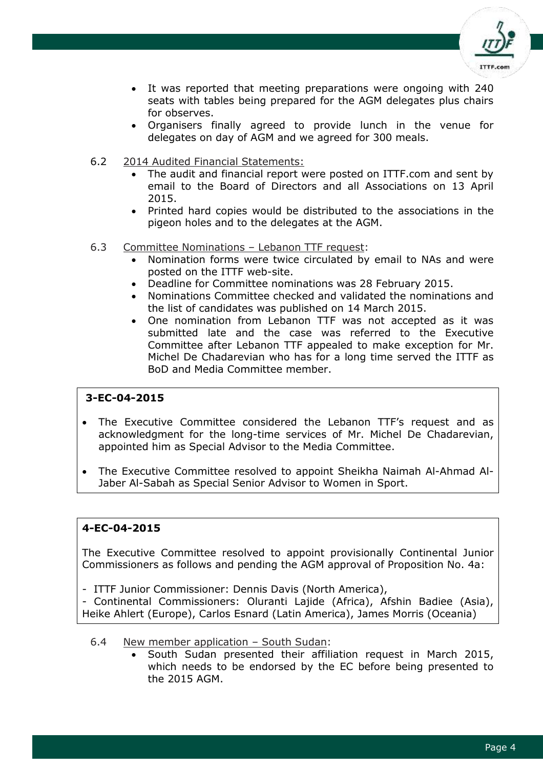- It was reported that meeting preparations were ongoing with 240 seats with tables being prepared for the AGM delegates plus chairs for observes.
- Organisers finally agreed to provide lunch in the venue for delegates on day of AGM and we agreed for 300 meals.

6.2 2014 Audited Financial Statements:

- The audit and financial report were posted on ITTF.com and sent by email to the Board of Directors and all Associations on 13 April 2015.
- Printed hard copies would be distributed to the associations in the pigeon holes and to the delegates at the AGM.

6.3 Committee Nominations – Lebanon TTF request:

- Nomination forms were twice circulated by email to NAs and were posted on the ITTF web-site.
- Deadline for Committee nominations was 28 February 2015.
- Nominations Committee checked and validated the nominations and the list of candidates was published on 14 March 2015.
- One nomination from Lebanon TTF was not accepted as it was submitted late and the case was referred to the Executive Committee after Lebanon TTF appealed to make exception for Mr. Michel De Chadarevian who has for a long time served the ITTF as BoD and Media Committee member.

**3-EC-04-2015**

- The Executive Committee considered the Lebanon TTF's request and as acknowledgment for the long-time services of Mr. Michel De Chadarevian, appointed him as Special Advisor to the Media Committee.
- The Executive Committee resolved to appoint Sheikha Naimah Al-Ahmad Al-Jaber Al-Sabah as Special Senior Advisor to Women in Sport.

**4-EC-04-2015**

The Executive Committee resolved to appoint provisionally Continental Junior Commissioners as follows and pending the AGM approval of Proposition No. 4a:

- ITTF Junior Commissioner: Dennis Davis (North America),
- Continental Commissioners: Oluranti Lajide (Africa), Afshin Badiee (Asia), Heike Ahlert (Europe), Carlos Esnard (Latin America), James Morris (Oceania)

6.4 New member application – South Sudan:

- South Sudan presented their affiliation request in March 2015, which needs to be endorsed by the EC before being presented to the 2015 AGM.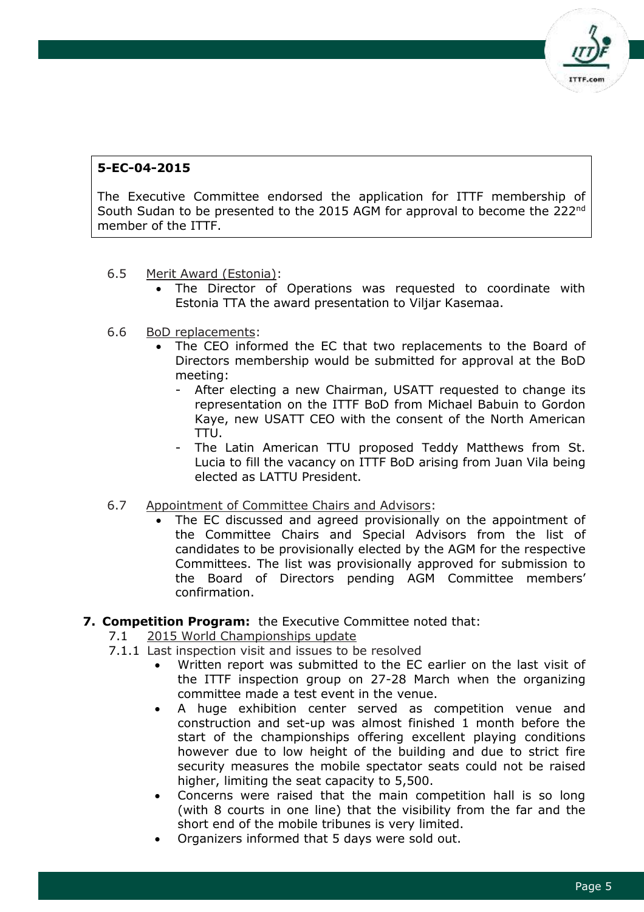> **5-EC-04-2015**
>
> The Executive Committee endorsed the application for ITTF membership of South Sudan to be presented to the 2015 AGM for approval to become the 222nd member of the ITTF.

6.5 Merit Award (Estonia):

- The Director of Operations was requested to coordinate with Estonia TTA the award presentation to Viljar Kasemaa.

6.6 BoD replacements:

- The CEO informed the EC that two replacements to the Board of Directors membership would be submitted for approval at the BoD meeting:
  - After electing a new Chairman, USATT requested to change its representation on the ITTF BoD from Michael Babuin to Gordon Kaye, new USATT CEO with the consent of the North American TTU.
  - The Latin American TTU proposed Teddy Matthews from St. Lucia to fill the vacancy on ITTF BoD arising from Juan Vila being elected as LATTU President.

6.7 Appointment of Committee Chairs and Advisors:

- The EC discussed and agreed provisionally on the appointment of the Committee Chairs and Special Advisors from the list of candidates to be provisionally elected by the AGM for the respective Committees. The list was provisionally approved for submission to the Board of Directors pending AGM Committee members' confirmation.

**7. Competition Program:** the Executive Committee noted that:

7.1 2015 World Championships update

7.1.1 Last inspection visit and issues to be resolved

- Written report was submitted to the EC earlier on the last visit of the ITTF inspection group on 27-28 March when the organizing committee made a test event in the venue.
- A huge exhibition center served as competition venue and construction and set-up was almost finished 1 month before the start of the championships offering excellent playing conditions however due to low height of the building and due to strict fire security measures the mobile spectator seats could not be raised higher, limiting the seat capacity to 5,500.
- Concerns were raised that the main competition hall is so long (with 8 courts in one line) that the visibility from the far and the short end of the mobile tribunes is very limited.
- Organizers informed that 5 days were sold out.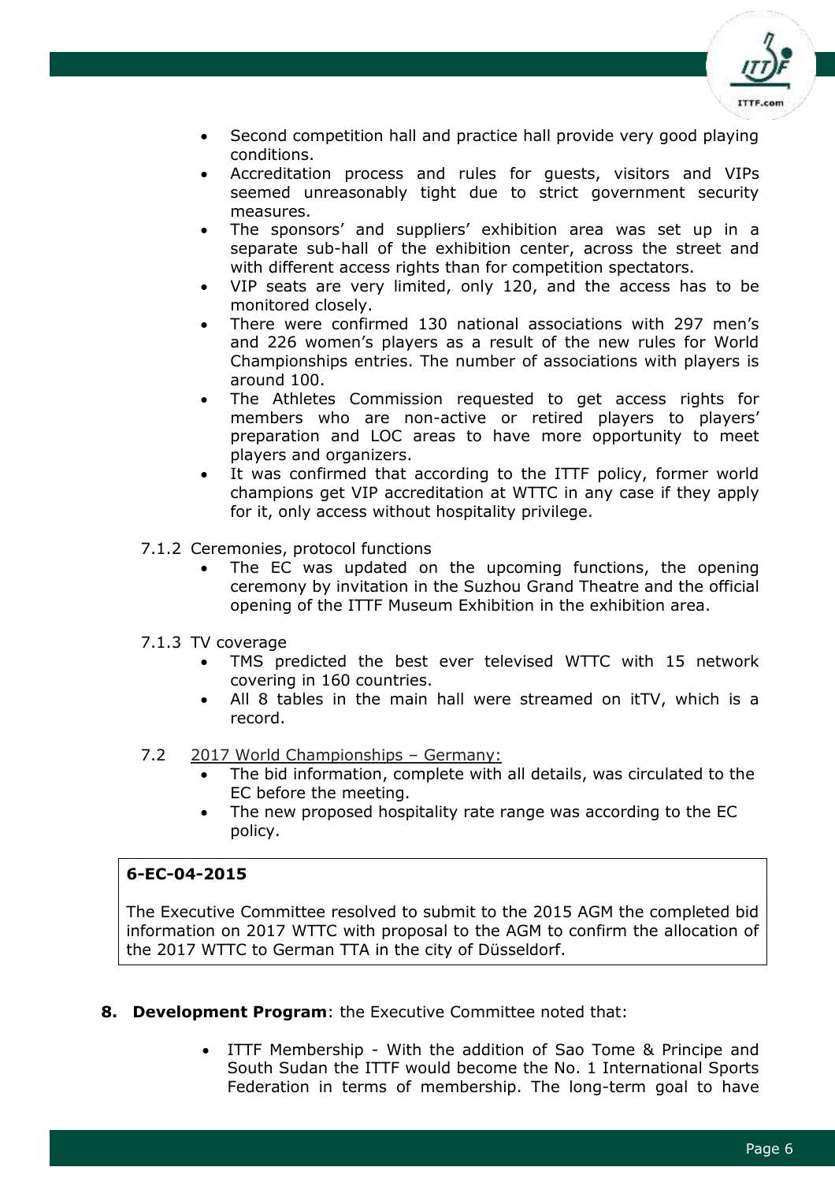- Second competition hall and practice hall provide very good playing conditions.
- Accreditation process and rules for guests, visitors and VIPs seemed unreasonably tight due to strict government security measures.
- The sponsors' and suppliers' exhibition area was set up in a separate sub-hall of the exhibition center, across the street and with different access rights than for competition spectators.
- VIP seats are very limited, only 120, and the access has to be monitored closely.
- There were confirmed 130 national associations with 297 men's and 226 women's players as a result of the new rules for World Championships entries. The number of associations with players is around 100.
- The Athletes Commission requested to get access rights for members who are non-active or retired players to players' preparation and LOC areas to have more opportunity to meet players and organizers.
- It was confirmed that according to the ITTF policy, former world champions get VIP accreditation at WTTC in any case if they apply for it, only access without hospitality privilege.

7.1.2 Ceremonies, protocol functions

- The EC was updated on the upcoming functions, the opening ceremony by invitation in the Suzhou Grand Theatre and the official opening of the ITTF Museum Exhibition in the exhibition area.

7.1.3 TV coverage

- TMS predicted the best ever televised WTTC with 15 network covering in 160 countries.
- All 8 tables in the main hall were streamed on itTV, which is a record.

7.2 2017 World Championships – Germany:

- The bid information, complete with all details, was circulated to the EC before the meeting.
- The new proposed hospitality rate range was according to the EC policy.

| **6-EC-04-2015**<br><br>The Executive Committee resolved to submit to the 2015 AGM the completed bid information on 2017 WTTC with proposal to the AGM to confirm the allocation of the 2017 WTTC to German TTA in the city of Düsseldorf. |
|---|

**8. Development Program**: the Executive Committee noted that:

- ITTF Membership - With the addition of Sao Tome & Principe and South Sudan the ITTF would become the No. 1 International Sports Federation in terms of membership. The long-term goal to have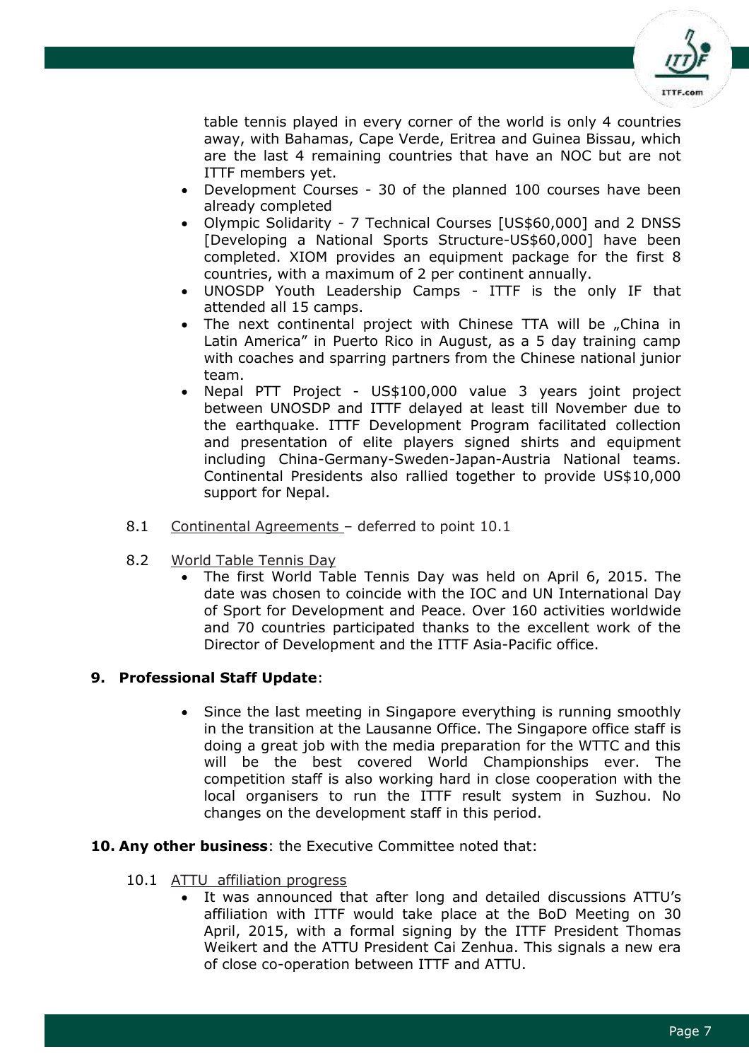table tennis played in every corner of the world is only 4 countries away, with Bahamas, Cape Verde, Eritrea and Guinea Bissau, which are the last 4 remaining countries that have an NOC but are not ITTF members yet.

- Development Courses - 30 of the planned 100 courses have been already completed
- Olympic Solidarity - 7 Technical Courses [US$60,000] and 2 DNSS [Developing a National Sports Structure-US$60,000] have been completed. XIOM provides an equipment package for the first 8 countries, with a maximum of 2 per continent annually.
- UNOSDP Youth Leadership Camps - ITTF is the only IF that attended all 15 camps.
- The next continental project with Chinese TTA will be „China in Latin America" in Puerto Rico in August, as a 5 day training camp with coaches and sparring partners from the Chinese national junior team.
- Nepal PTT Project - US$100,000 value 3 years joint project between UNOSDP and ITTF delayed at least till November due to the earthquake. ITTF Development Program facilitated collection and presentation of elite players signed shirts and equipment including China-Germany-Sweden-Japan-Austria National teams. Continental Presidents also rallied together to provide US$10,000 support for Nepal.

8.1 Continental Agreements – deferred to point 10.1

8.2 World Table Tennis Day

- The first World Table Tennis Day was held on April 6, 2015. The date was chosen to coincide with the IOC and UN International Day of Sport for Development and Peace. Over 160 activities worldwide and 70 countries participated thanks to the excellent work of the Director of Development and the ITTF Asia-Pacific office.

**9. Professional Staff Update**:

- Since the last meeting in Singapore everything is running smoothly in the transition at the Lausanne Office. The Singapore office staff is doing a great job with the media preparation for the WTTC and this will be the best covered World Championships ever. The competition staff is also working hard in close cooperation with the local organisers to run the ITTF result system in Suzhou. No changes on the development staff in this period.

**10. Any other business**: the Executive Committee noted that:

10.1 ATTU affiliation progress

- It was announced that after long and detailed discussions ATTU's affiliation with ITTF would take place at the BoD Meeting on 30 April, 2015, with a formal signing by the ITTF President Thomas Weikert and the ATTU President Cai Zenhua. This signals a new era of close co-operation between ITTF and ATTU.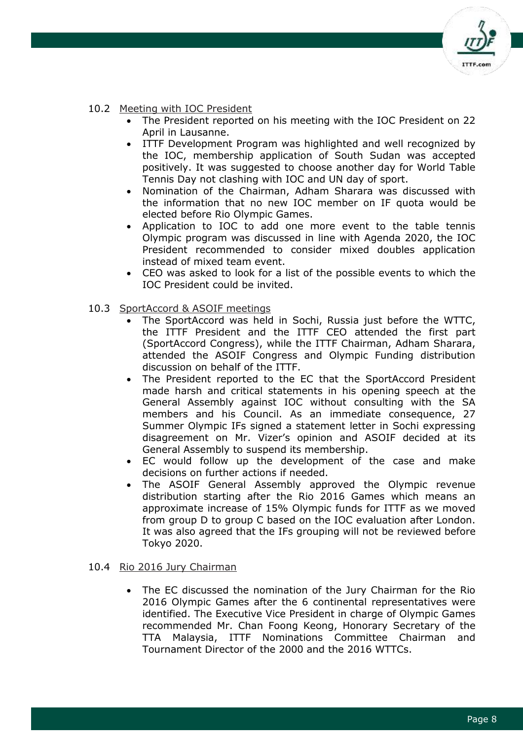10.2 <u>Meeting with IOC President</u>

- The President reported on his meeting with the IOC President on 22 April in Lausanne.
- ITTF Development Program was highlighted and well recognized by the IOC, membership application of South Sudan was accepted positively. It was suggested to choose another day for World Table Tennis Day not clashing with IOC and UN day of sport.
- Nomination of the Chairman, Adham Sharara was discussed with the information that no new IOC member on IF quota would be elected before Rio Olympic Games.
- Application to IOC to add one more event to the table tennis Olympic program was discussed in line with Agenda 2020, the IOC President recommended to consider mixed doubles application instead of mixed team event.
- CEO was asked to look for a list of the possible events to which the IOC President could be invited.

10.3 <u>SportAccord & ASOIF meetings</u>

- The SportAccord was held in Sochi, Russia just before the WTTC, the ITTF President and the ITTF CEO attended the first part (SportAccord Congress), while the ITTF Chairman, Adham Sharara, attended the ASOIF Congress and Olympic Funding distribution discussion on behalf of the ITTF.
- The President reported to the EC that the SportAccord President made harsh and critical statements in his opening speech at the General Assembly against IOC without consulting with the SA members and his Council. As an immediate consequence, 27 Summer Olympic IFs signed a statement letter in Sochi expressing disagreement on Mr. Vizer's opinion and ASOIF decided at its General Assembly to suspend its membership.
- EC would follow up the development of the case and make decisions on further actions if needed.
- The ASOIF General Assembly approved the Olympic revenue distribution starting after the Rio 2016 Games which means an approximate increase of 15% Olympic funds for ITTF as we moved from group D to group C based on the IOC evaluation after London. It was also agreed that the IFs grouping will not be reviewed before Tokyo 2020.

10.4 <u>Rio 2016 Jury Chairman</u>

- The EC discussed the nomination of the Jury Chairman for the Rio 2016 Olympic Games after the 6 continental representatives were identified. The Executive Vice President in charge of Olympic Games recommended Mr. Chan Foong Keong, Honorary Secretary of the TTA Malaysia, ITTF Nominations Committee Chairman and Tournament Director of the 2000 and the 2016 WTTCs.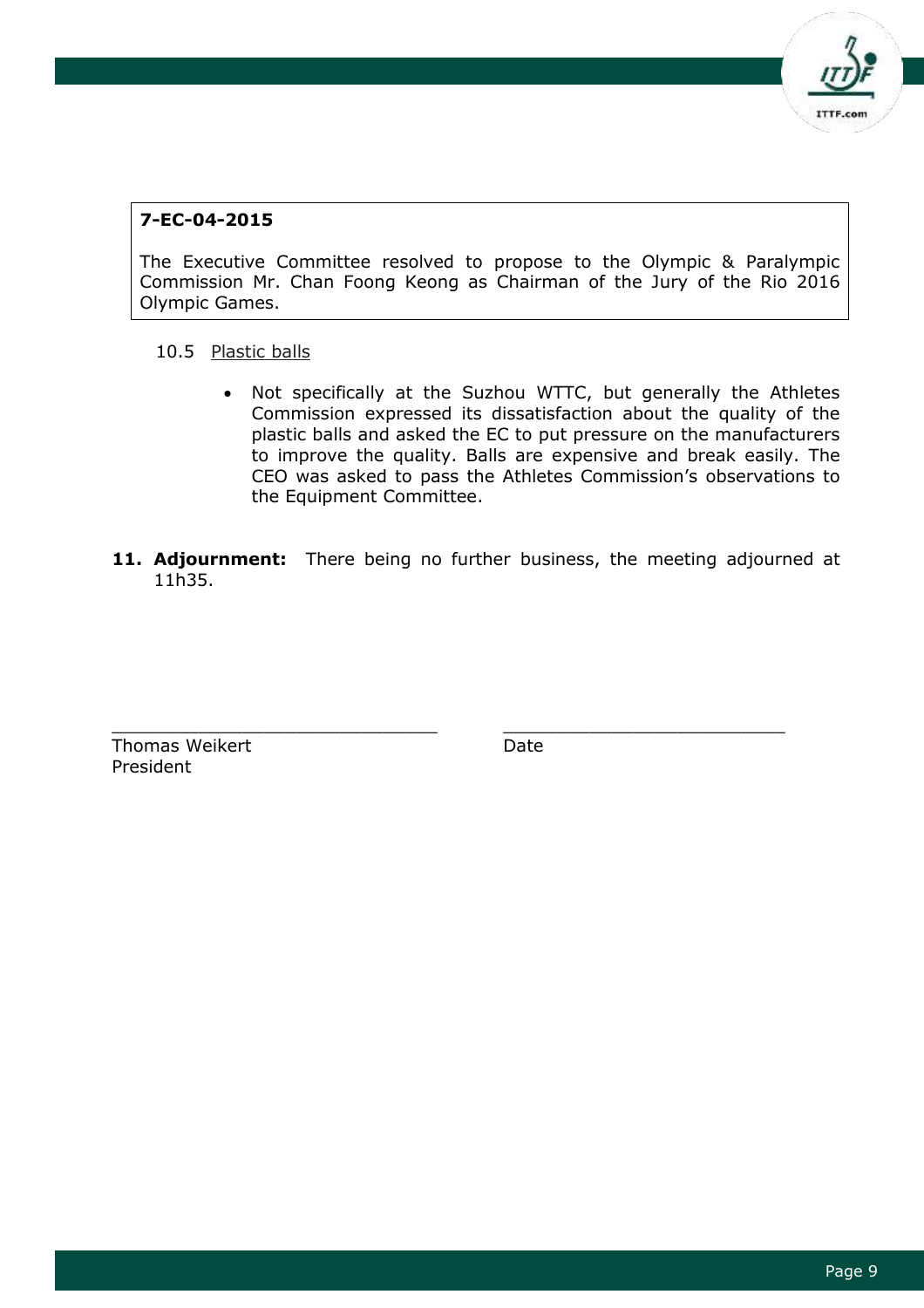**7-EC-04-2015**

The Executive Committee resolved to propose to the Olympic & Paralympic Commission Mr. Chan Foong Keong as Chairman of the Jury of the Rio 2016 Olympic Games.

10.5 Plastic balls

- Not specifically at the Suzhou WTTC, but generally the Athletes Commission expressed its dissatisfaction about the quality of the plastic balls and asked the EC to put pressure on the manufacturers to improve the quality. Balls are expensive and break easily. The CEO was asked to pass the Athletes Commission's observations to the Equipment Committee.

**11. Adjournment:** There being no further business, the meeting adjourned at 11h35.

_______________________________ _______________________________

Thomas Weikert
President

Date